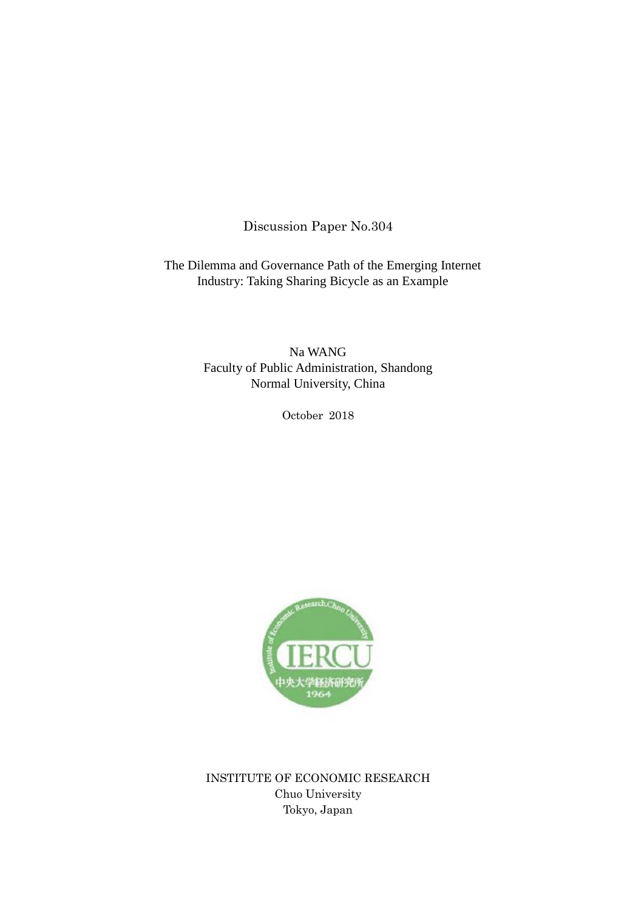Discussion Paper No.304

# The Dilemma and Governance Path of the Emerging Internet Industry: Taking Sharing Bicycle as an Example

Na WANG
Faculty of Public Administration, Shandong Normal University, China

October 2018

INSTITUTE OF ECONOMIC RESEARCH
Chuo University
Tokyo, Japan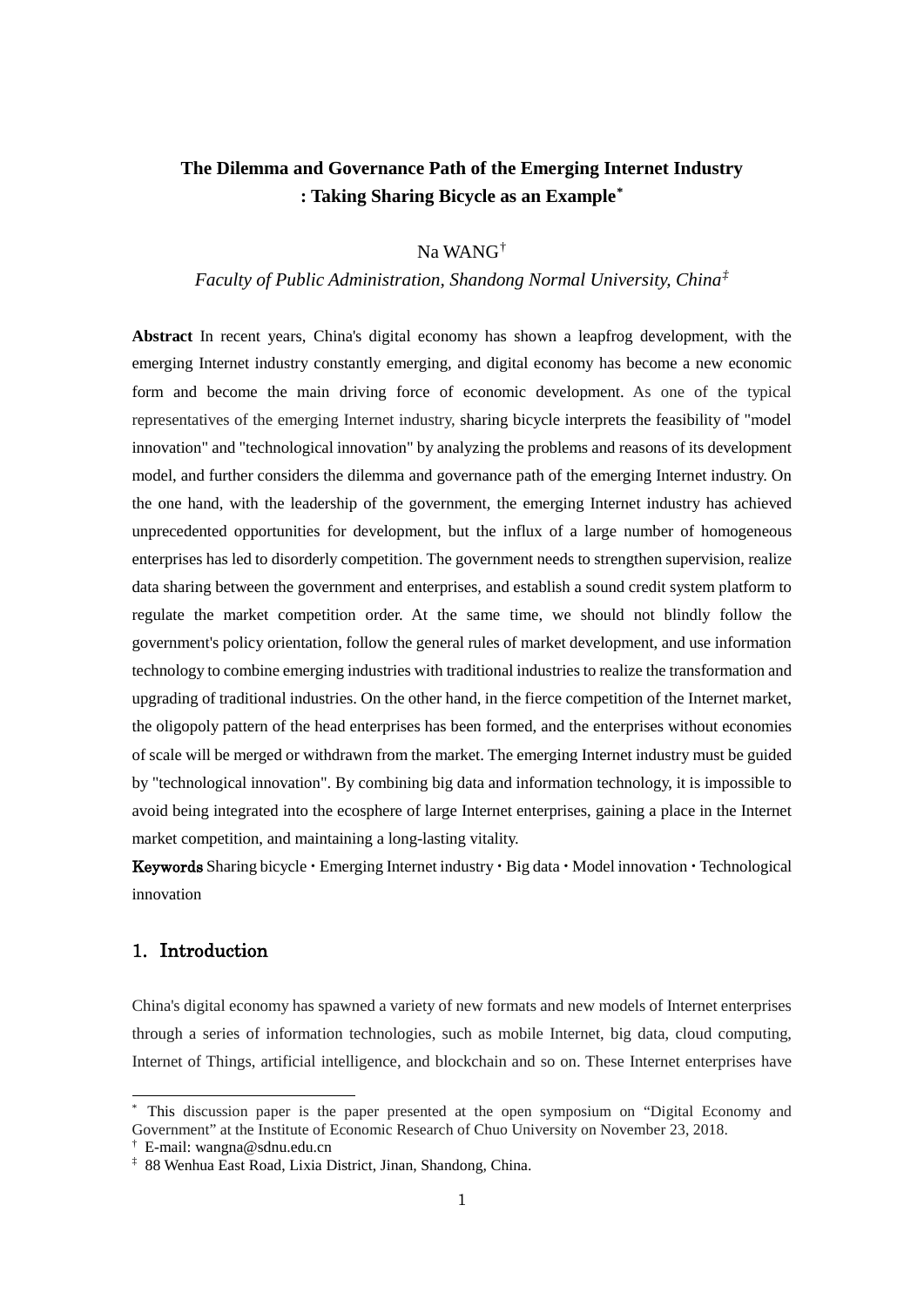# The Dilemma and Governance Path of the Emerging Internet Industry : Taking Sharing Bicycle as an Example*

Na WANG†

*Faculty of Public Administration, Shandong Normal University, China‡*

**Abstract** In recent years, China's digital economy has shown a leapfrog development, with the emerging Internet industry constantly emerging, and digital economy has become a new economic form and become the main driving force of economic development. As one of the typical representatives of the emerging Internet industry, sharing bicycle interprets the feasibility of "model innovation" and "technological innovation" by analyzing the problems and reasons of its development model, and further considers the dilemma and governance path of the emerging Internet industry. On the one hand, with the leadership of the government, the emerging Internet industry has achieved unprecedented opportunities for development, but the influx of a large number of homogeneous enterprises has led to disorderly competition. The government needs to strengthen supervision, realize data sharing between the government and enterprises, and establish a sound credit system platform to regulate the market competition order. At the same time, we should not blindly follow the government's policy orientation, follow the general rules of market development, and use information technology to combine emerging industries with traditional industries to realize the transformation and upgrading of traditional industries. On the other hand, in the fierce competition of the Internet market, the oligopoly pattern of the head enterprises has been formed, and the enterprises without economies of scale will be merged or withdrawn from the market. The emerging Internet industry must be guided by "technological innovation". By combining big data and information technology, it is impossible to avoid being integrated into the ecosphere of large Internet enterprises, gaining a place in the Internet market competition, and maintaining a long-lasting vitality.

**Keywords** Sharing bicycle・Emerging Internet industry・Big data・Model innovation・Technological innovation

## 1. Introduction

China's digital economy has spawned a variety of new formats and new models of Internet enterprises through a series of information technologies, such as mobile Internet, big data, cloud computing, Internet of Things, artificial intelligence, and blockchain and so on. These Internet enterprises have

---

* This discussion paper is the paper presented at the open symposium on "Digital Economy and Government" at the Institute of Economic Research of Chuo University on November 23, 2018.

† E-mail: wangna@sdnu.edu.cn

‡ 88 Wenhua East Road, Lixia District, Jinan, Shandong, China.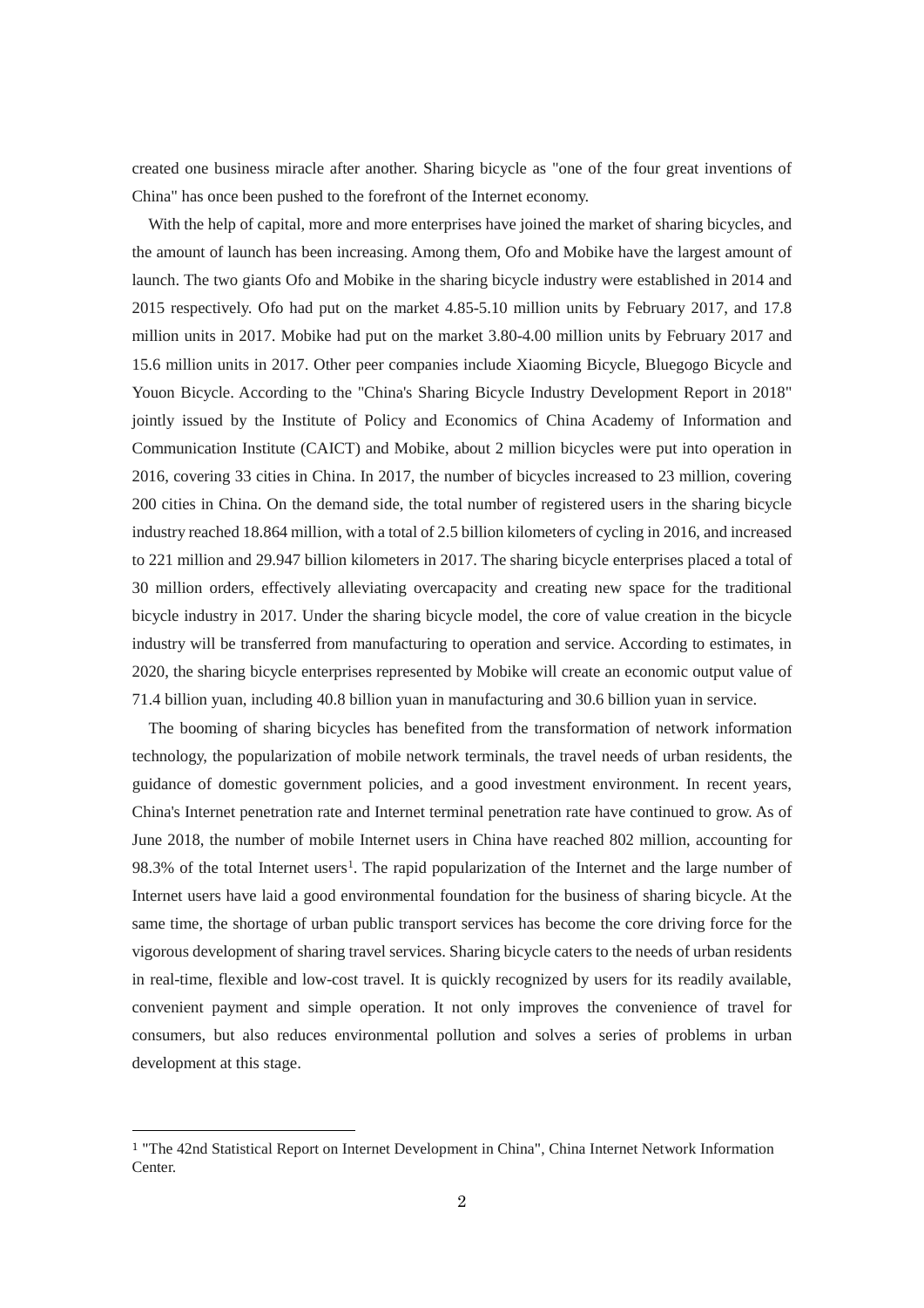created one business miracle after another. Sharing bicycle as "one of the four great inventions of China" has once been pushed to the forefront of the Internet economy.

With the help of capital, more and more enterprises have joined the market of sharing bicycles, and the amount of launch has been increasing. Among them, Ofo and Mobike have the largest amount of launch. The two giants Ofo and Mobike in the sharing bicycle industry were established in 2014 and 2015 respectively. Ofo had put on the market 4.85-5.10 million units by February 2017, and 17.8 million units in 2017. Mobike had put on the market 3.80-4.00 million units by February 2017 and 15.6 million units in 2017. Other peer companies include Xiaoming Bicycle, Bluegogo Bicycle and Youon Bicycle. According to the "China's Sharing Bicycle Industry Development Report in 2018" jointly issued by the Institute of Policy and Economics of China Academy of Information and Communication Institute (CAICT) and Mobike, about 2 million bicycles were put into operation in 2016, covering 33 cities in China. In 2017, the number of bicycles increased to 23 million, covering 200 cities in China. On the demand side, the total number of registered users in the sharing bicycle industry reached 18.864 million, with a total of 2.5 billion kilometers of cycling in 2016, and increased to 221 million and 29.947 billion kilometers in 2017. The sharing bicycle enterprises placed a total of 30 million orders, effectively alleviating overcapacity and creating new space for the traditional bicycle industry in 2017. Under the sharing bicycle model, the core of value creation in the bicycle industry will be transferred from manufacturing to operation and service. According to estimates, in 2020, the sharing bicycle enterprises represented by Mobike will create an economic output value of 71.4 billion yuan, including 40.8 billion yuan in manufacturing and 30.6 billion yuan in service.

The booming of sharing bicycles has benefited from the transformation of network information technology, the popularization of mobile network terminals, the travel needs of urban residents, the guidance of domestic government policies, and a good investment environment. In recent years, China's Internet penetration rate and Internet terminal penetration rate have continued to grow. As of June 2018, the number of mobile Internet users in China have reached 802 million, accounting for 98.3% of the total Internet users[1]. The rapid popularization of the Internet and the large number of Internet users have laid a good environmental foundation for the business of sharing bicycle. At the same time, the shortage of urban public transport services has become the core driving force for the vigorous development of sharing travel services. Sharing bicycle caters to the needs of urban residents in real-time, flexible and low-cost travel. It is quickly recognized by users for its readily available, convenient payment and simple operation. It not only improves the convenience of travel for consumers, but also reduces environmental pollution and solves a series of problems in urban development at this stage.

---

[1] "The 42nd Statistical Report on Internet Development in China", China Internet Network Information Center.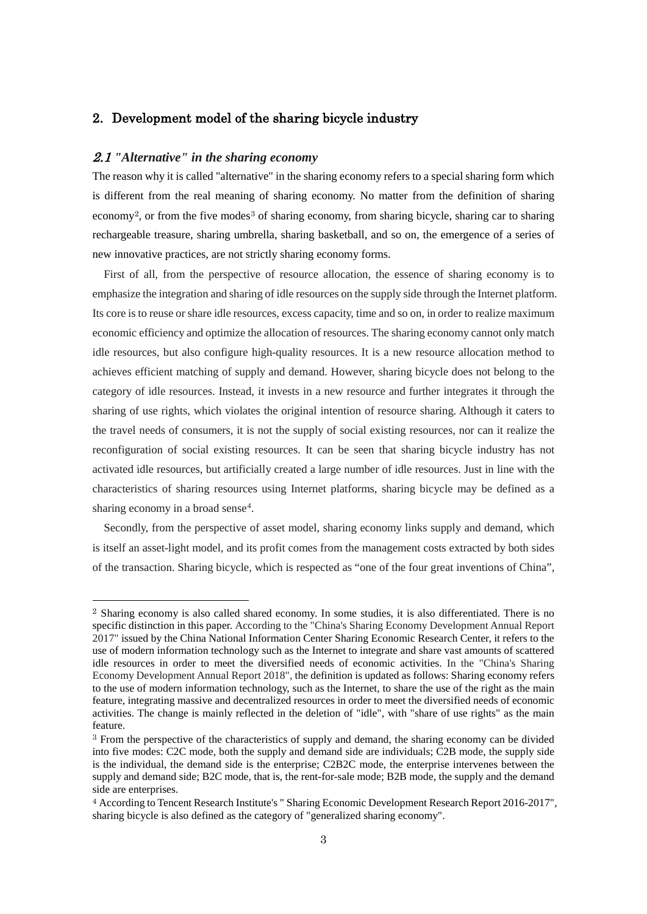## 2. Development model of the sharing bicycle industry

### *2.1 "Alternative" in the sharing economy*

The reason why it is called "alternative" in the sharing economy refers to a special sharing form which is different from the real meaning of sharing economy. No matter from the definition of sharing economy[2], or from the five modes[3] of sharing economy, from sharing bicycle, sharing car to sharing rechargeable treasure, sharing umbrella, sharing basketball, and so on, the emergence of a series of new innovative practices, are not strictly sharing economy forms.

First of all, from the perspective of resource allocation, the essence of sharing economy is to emphasize the integration and sharing of idle resources on the supply side through the Internet platform. Its core is to reuse or share idle resources, excess capacity, time and so on, in order to realize maximum economic efficiency and optimize the allocation of resources. The sharing economy cannot only match idle resources, but also configure high-quality resources. It is a new resource allocation method to achieves efficient matching of supply and demand. However, sharing bicycle does not belong to the category of idle resources. Instead, it invests in a new resource and further integrates it through the sharing of use rights, which violates the original intention of resource sharing. Although it caters to the travel needs of consumers, it is not the supply of social existing resources, nor can it realize the reconfiguration of social existing resources. It can be seen that sharing bicycle industry has not activated idle resources, but artificially created a large number of idle resources. Just in line with the characteristics of sharing resources using Internet platforms, sharing bicycle may be defined as a sharing economy in a broad sense[4].

Secondly, from the perspective of asset model, sharing economy links supply and demand, which is itself an asset-light model, and its profit comes from the management costs extracted by both sides of the transaction. Sharing bicycle, which is respected as “one of the four great inventions of China”,

---

[2] Sharing economy is also called shared economy. In some studies, it is also differentiated. There is no specific distinction in this paper. According to the "China's Sharing Economy Development Annual Report 2017" issued by the China National Information Center Sharing Economic Research Center, it refers to the use of modern information technology such as the Internet to integrate and share vast amounts of scattered idle resources in order to meet the diversified needs of economic activities. In the "China's Sharing Economy Development Annual Report 2018", the definition is updated as follows: Sharing economy refers to the use of modern information technology, such as the Internet, to share the use of the right as the main feature, integrating massive and decentralized resources in order to meet the diversified needs of economic activities. The change is mainly reflected in the deletion of "idle", with "share of use rights" as the main feature.

[3] From the perspective of the characteristics of supply and demand, the sharing economy can be divided into five modes: C2C mode, both the supply and demand side are individuals; C2B mode, the supply side is the individual, the demand side is the enterprise; C2B2C mode, the enterprise intervenes between the supply and demand side; B2C mode, that is, the rent-for-sale mode; B2B mode, the supply and the demand side are enterprises.

[4] According to Tencent Research Institute's " Sharing Economic Development Research Report 2016-2017", sharing bicycle is also defined as the category of "generalized sharing economy".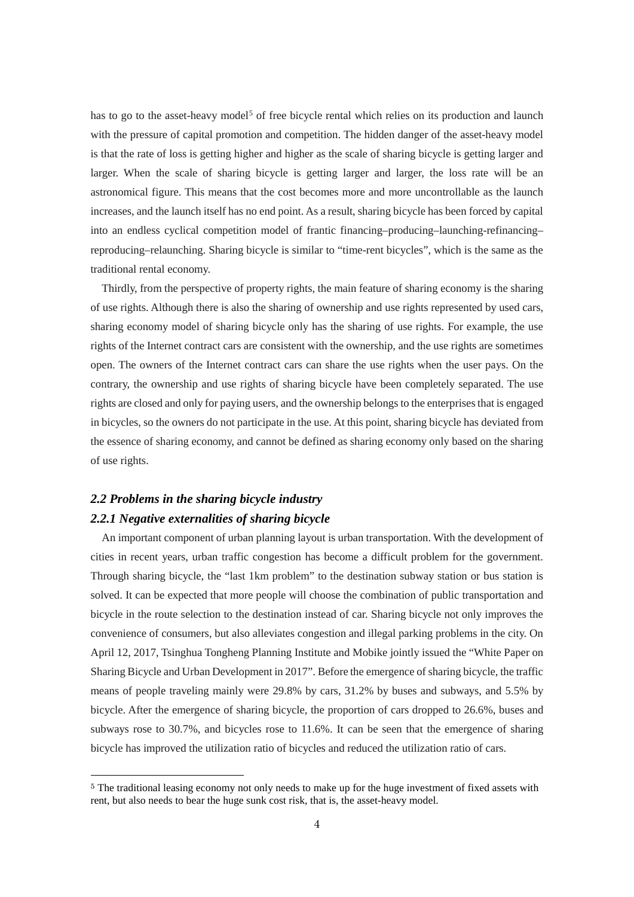has to go to the asset-heavy model[5] of free bicycle rental which relies on its production and launch with the pressure of capital promotion and competition. The hidden danger of the asset-heavy model is that the rate of loss is getting higher and higher as the scale of sharing bicycle is getting larger and larger. When the scale of sharing bicycle is getting larger and larger, the loss rate will be an astronomical figure. This means that the cost becomes more and more uncontrollable as the launch increases, and the launch itself has no end point. As a result, sharing bicycle has been forced by capital into an endless cyclical competition model of frantic financing–producing–launching-refinancing–reproducing–relaunching. Sharing bicycle is similar to "time-rent bicycles", which is the same as the traditional rental economy.

Thirdly, from the perspective of property rights, the main feature of sharing economy is the sharing of use rights. Although there is also the sharing of ownership and use rights represented by used cars, sharing economy model of sharing bicycle only has the sharing of use rights. For example, the use rights of the Internet contract cars are consistent with the ownership, and the use rights are sometimes open. The owners of the Internet contract cars can share the use rights when the user pays. On the contrary, the ownership and use rights of sharing bicycle have been completely separated. The use rights are closed and only for paying users, and the ownership belongs to the enterprises that is engaged in bicycles, so the owners do not participate in the use. At this point, sharing bicycle has deviated from the essence of sharing economy, and cannot be defined as sharing economy only based on the sharing of use rights.

### *2.2 Problems in the sharing bicycle industry*

#### *2.2.1 Negative externalities of sharing bicycle*

An important component of urban planning layout is urban transportation. With the development of cities in recent years, urban traffic congestion has become a difficult problem for the government. Through sharing bicycle, the "last 1km problem" to the destination subway station or bus station is solved. It can be expected that more people will choose the combination of public transportation and bicycle in the route selection to the destination instead of car. Sharing bicycle not only improves the convenience of consumers, but also alleviates congestion and illegal parking problems in the city. On April 12, 2017, Tsinghua Tongheng Planning Institute and Mobike jointly issued the "White Paper on Sharing Bicycle and Urban Development in 2017". Before the emergence of sharing bicycle, the traffic means of people traveling mainly were 29.8% by cars, 31.2% by buses and subways, and 5.5% by bicycle. After the emergence of sharing bicycle, the proportion of cars dropped to 26.6%, buses and subways rose to 30.7%, and bicycles rose to 11.6%. It can be seen that the emergence of sharing bicycle has improved the utilization ratio of bicycles and reduced the utilization ratio of cars.

---

[5] The traditional leasing economy not only needs to make up for the huge investment of fixed assets with rent, but also needs to bear the huge sunk cost risk, that is, the asset-heavy model.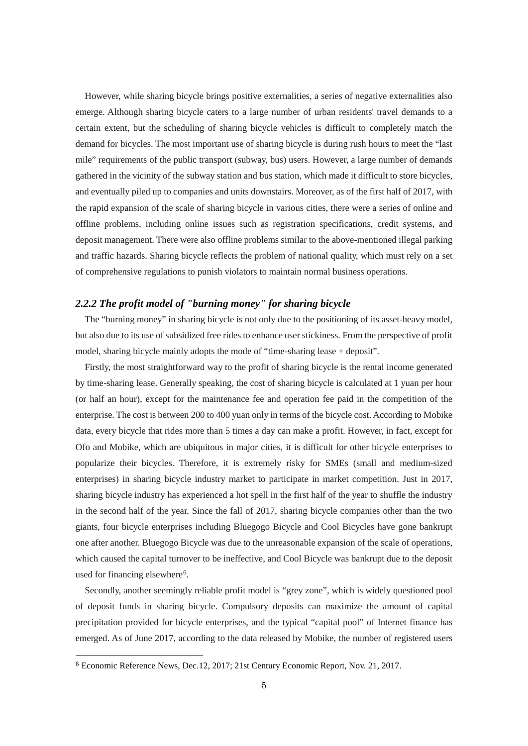However, while sharing bicycle brings positive externalities, a series of negative externalities also emerge. Although sharing bicycle caters to a large number of urban residents' travel demands to a certain extent, but the scheduling of sharing bicycle vehicles is difficult to completely match the demand for bicycles. The most important use of sharing bicycle is during rush hours to meet the "last mile" requirements of the public transport (subway, bus) users. However, a large number of demands gathered in the vicinity of the subway station and bus station, which made it difficult to store bicycles, and eventually piled up to companies and units downstairs. Moreover, as of the first half of 2017, with the rapid expansion of the scale of sharing bicycle in various cities, there were a series of online and offline problems, including online issues such as registration specifications, credit systems, and deposit management. There were also offline problems similar to the above-mentioned illegal parking and traffic hazards. Sharing bicycle reflects the problem of national quality, which must rely on a set of comprehensive regulations to punish violators to maintain normal business operations.

### *2.2.2 The profit model of "burning money" for sharing bicycle*

The "burning money" in sharing bicycle is not only due to the positioning of its asset-heavy model, but also due to its use of subsidized free rides to enhance user stickiness. From the perspective of profit model, sharing bicycle mainly adopts the mode of "time-sharing lease + deposit".

Firstly, the most straightforward way to the profit of sharing bicycle is the rental income generated by time-sharing lease. Generally speaking, the cost of sharing bicycle is calculated at 1 yuan per hour (or half an hour), except for the maintenance fee and operation fee paid in the competition of the enterprise. The cost is between 200 to 400 yuan only in terms of the bicycle cost. According to Mobike data, every bicycle that rides more than 5 times a day can make a profit. However, in fact, except for Ofo and Mobike, which are ubiquitous in major cities, it is difficult for other bicycle enterprises to popularize their bicycles. Therefore, it is extremely risky for SMEs (small and medium-sized enterprises) in sharing bicycle industry market to participate in market competition. Just in 2017, sharing bicycle industry has experienced a hot spell in the first half of the year to shuffle the industry in the second half of the year. Since the fall of 2017, sharing bicycle companies other than the two giants, four bicycle enterprises including Bluegogo Bicycle and Cool Bicycles have gone bankrupt one after another. Bluegogo Bicycle was due to the unreasonable expansion of the scale of operations, which caused the capital turnover to be ineffective, and Cool Bicycle was bankrupt due to the deposit used for financing elsewhere[6].

Secondly, another seemingly reliable profit model is "grey zone", which is widely questioned pool of deposit funds in sharing bicycle. Compulsory deposits can maximize the amount of capital precipitation provided for bicycle enterprises, and the typical "capital pool" of Internet finance has emerged. As of June 2017, according to the data released by Mobike, the number of registered users

---

[6] Economic Reference News, Dec.12, 2017; 21st Century Economic Report, Nov. 21, 2017.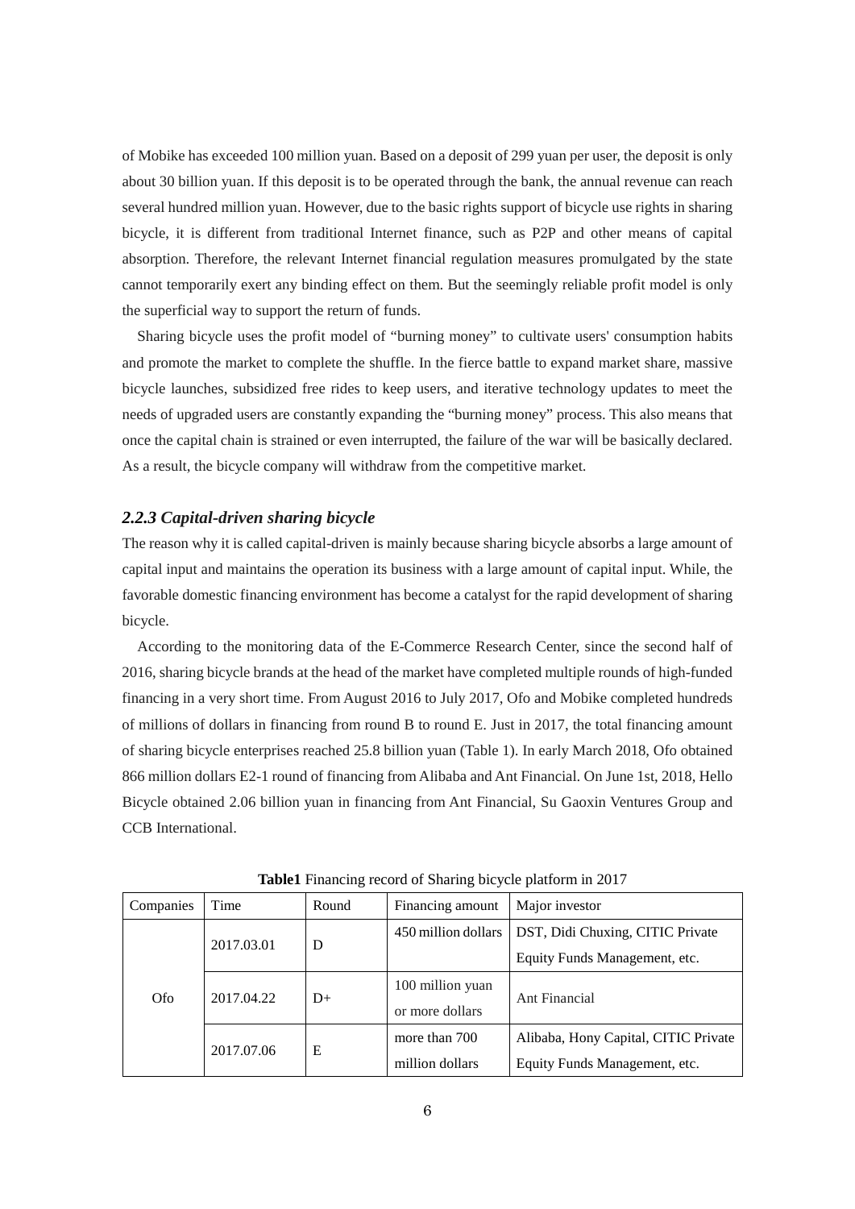of Mobike has exceeded 100 million yuan. Based on a deposit of 299 yuan per user, the deposit is only about 30 billion yuan. If this deposit is to be operated through the bank, the annual revenue can reach several hundred million yuan. However, due to the basic rights support of bicycle use rights in sharing bicycle, it is different from traditional Internet finance, such as P2P and other means of capital absorption. Therefore, the relevant Internet financial regulation measures promulgated by the state cannot temporarily exert any binding effect on them. But the seemingly reliable profit model is only the superficial way to support the return of funds.

Sharing bicycle uses the profit model of "burning money" to cultivate users' consumption habits and promote the market to complete the shuffle. In the fierce battle to expand market share, massive bicycle launches, subsidized free rides to keep users, and iterative technology updates to meet the needs of upgraded users are constantly expanding the "burning money" process. This also means that once the capital chain is strained or even interrupted, the failure of the war will be basically declared. As a result, the bicycle company will withdraw from the competitive market.

### *2.2.3 Capital-driven sharing bicycle*

The reason why it is called capital-driven is mainly because sharing bicycle absorbs a large amount of capital input and maintains the operation its business with a large amount of capital input. While, the favorable domestic financing environment has become a catalyst for the rapid development of sharing bicycle.

According to the monitoring data of the E-Commerce Research Center, since the second half of 2016, sharing bicycle brands at the head of the market have completed multiple rounds of high-funded financing in a very short time. From August 2016 to July 2017, Ofo and Mobike completed hundreds of millions of dollars in financing from round B to round E. Just in 2017, the total financing amount of sharing bicycle enterprises reached 25.8 billion yuan (Table 1). In early March 2018, Ofo obtained 866 million dollars E2-1 round of financing from Alibaba and Ant Financial. On June 1st, 2018, Hello Bicycle obtained 2.06 billion yuan in financing from Ant Financial, Su Gaoxin Ventures Group and CCB International.

**Table1** Financing record of Sharing bicycle platform in 2017

| Companies | Time | Round | Financing amount | Major investor |
|---|---|---|---|---|
| Ofo | 2017.03.01 | D | 450 million dollars | DST, Didi Chuxing, CITIC Private Equity Funds Management, etc. |
| | 2017.04.22 | D+ | 100 million yuan or more dollars | Ant Financial |
| | 2017.07.06 | E | more than 700 million dollars | Alibaba, Hony Capital, CITIC Private Equity Funds Management, etc. |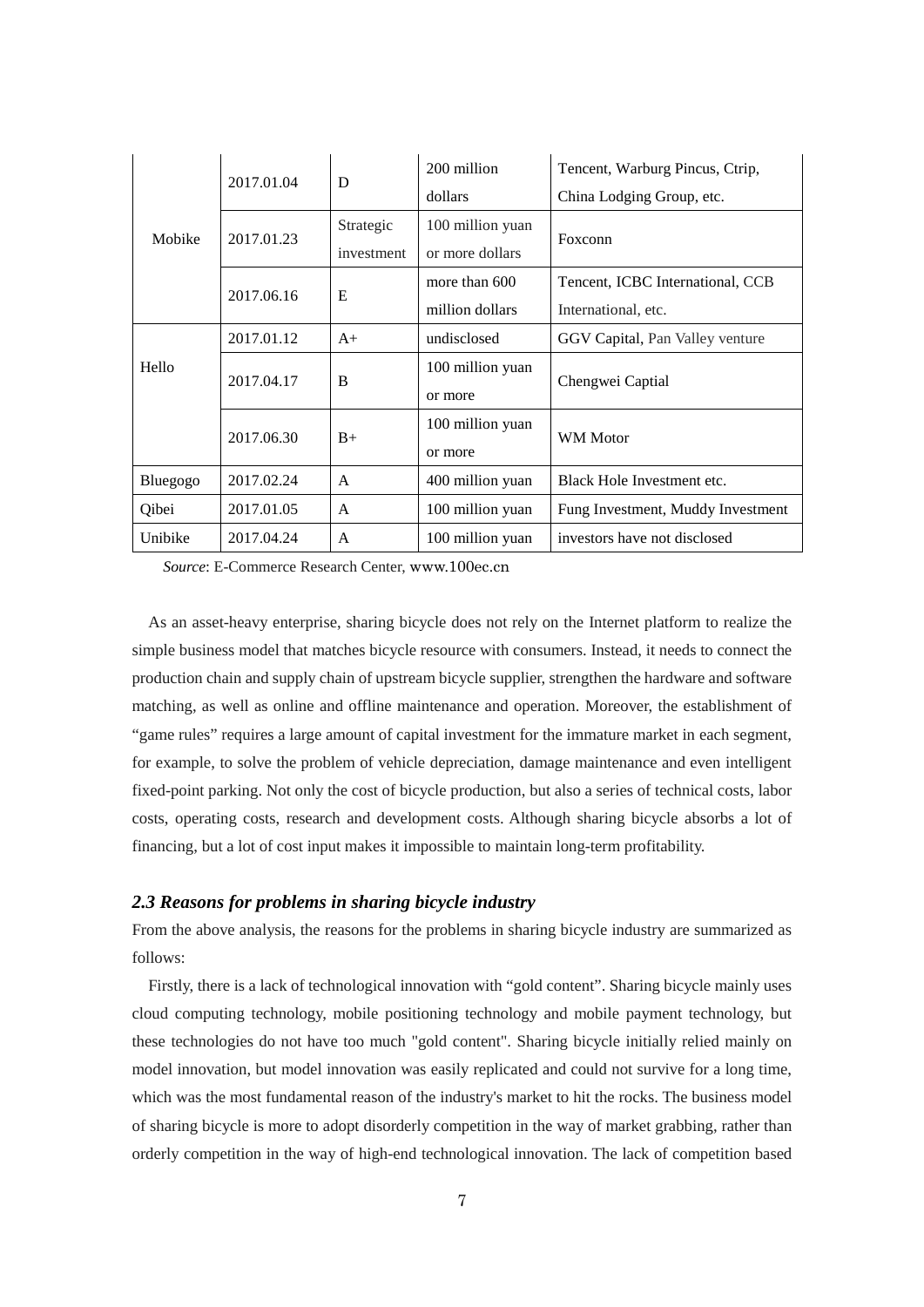| | | | | |
|---|---|---|---|---|
| Mobike | 2017.01.04 | D | 200 million dollars | Tencent, Warburg Pincus, Ctrip, China Lodging Group, etc. |
| | 2017.01.23 | Strategic investment | 100 million yuan or more dollars | Foxconn |
| | 2017.06.16 | E | more than 600 million dollars | Tencent, ICBC International, CCB International, etc. |
| Hello | 2017.01.12 | A+ | undisclosed | GGV Capital, Pan Valley venture |
| | 2017.04.17 | B | 100 million yuan or more | Chengwei Captial |
| | 2017.06.30 | B+ | 100 million yuan or more | WM Motor |
| Bluegogo | 2017.02.24 | A | 400 million yuan | Black Hole Investment etc. |
| Qibei | 2017.01.05 | A | 100 million yuan | Fung Investment, Muddy Investment |
| Unibike | 2017.04.24 | A | 100 million yuan | investors have not disclosed |

*Source*: E-Commerce Research Center, www.100ec.cn

As an asset-heavy enterprise, sharing bicycle does not rely on the Internet platform to realize the simple business model that matches bicycle resource with consumers. Instead, it needs to connect the production chain and supply chain of upstream bicycle supplier, strengthen the hardware and software matching, as well as online and offline maintenance and operation. Moreover, the establishment of "game rules" requires a large amount of capital investment for the immature market in each segment, for example, to solve the problem of vehicle depreciation, damage maintenance and even intelligent fixed-point parking. Not only the cost of bicycle production, but also a series of technical costs, labor costs, operating costs, research and development costs. Although sharing bicycle absorbs a lot of financing, but a lot of cost input makes it impossible to maintain long-term profitability.

### *2.3 Reasons for problems in sharing bicycle industry*

From the above analysis, the reasons for the problems in sharing bicycle industry are summarized as follows:

Firstly, there is a lack of technological innovation with "gold content". Sharing bicycle mainly uses cloud computing technology, mobile positioning technology and mobile payment technology, but these technologies do not have too much "gold content". Sharing bicycle initially relied mainly on model innovation, but model innovation was easily replicated and could not survive for a long time, which was the most fundamental reason of the industry's market to hit the rocks. The business model of sharing bicycle is more to adopt disorderly competition in the way of market grabbing, rather than orderly competition in the way of high-end technological innovation. The lack of competition based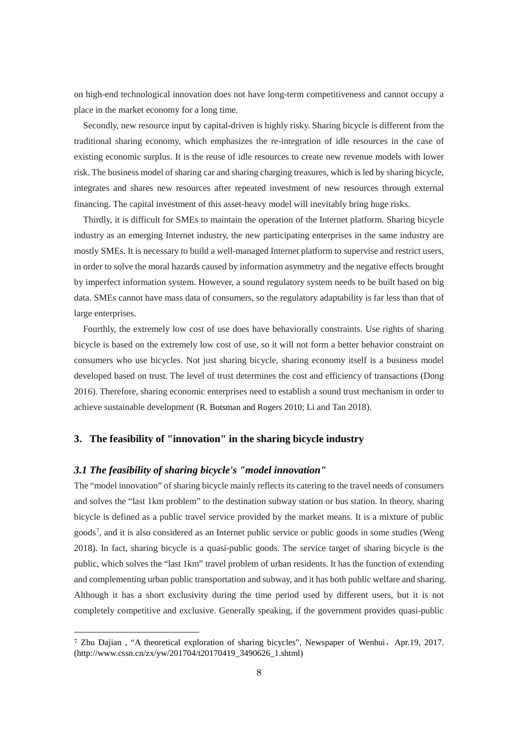on high-end technological innovation does not have long-term competitiveness and cannot occupy a place in the market economy for a long time.

Secondly, new resource input by capital-driven is highly risky. Sharing bicycle is different from the traditional sharing economy, which emphasizes the re-integration of idle resources in the case of existing economic surplus. It is the reuse of idle resources to create new revenue models with lower risk. The business model of sharing car and sharing charging treasures, which is led by sharing bicycle, integrates and shares new resources after repeated investment of new resources through external financing. The capital investment of this asset-heavy model will inevitably bring huge risks.

Thirdly, it is difficult for SMEs to maintain the operation of the Internet platform. Sharing bicycle industry as an emerging Internet industry, the new participating enterprises in the same industry are mostly SMEs. It is necessary to build a well-managed Internet platform to supervise and restrict users, in order to solve the moral hazards caused by information asymmetry and the negative effects brought by imperfect information system. However, a sound regulatory system needs to be built based on big data. SMEs cannot have mass data of consumers, so the regulatory adaptability is far less than that of large enterprises.

Fourthly, the extremely low cost of use does have behaviorally constraints. Use rights of sharing bicycle is based on the extremely low cost of use, so it will not form a better behavior constraint on consumers who use bicycles. Not just sharing bicycle, sharing economy itself is a business model developed based on trust. The level of trust determines the cost and efficiency of transactions (Dong 2016). Therefore, sharing economic enterprises need to establish a sound trust mechanism in order to achieve sustainable development (R. Botsman and Rogers 2010; Li and Tan 2018).

## 3. The feasibility of "innovation" in the sharing bicycle industry

### *3.1 The feasibility of sharing bicycle's "model innovation"*

The "model innovation" of sharing bicycle mainly reflects its catering to the travel needs of consumers and solves the "last 1km problem" to the destination subway station or bus station. In theory, sharing bicycle is defined as a public travel service provided by the market means. It is a mixture of public goods[7], and it is also considered as an Internet public service or public goods in some studies (Weng 2018). In fact, sharing bicycle is a quasi-public goods. The service target of sharing bicycle is the public, which solves the "last 1km" travel problem of urban residents. It has the function of extending and complementing urban public transportation and subway, and it has both public welfare and sharing. Although it has a short exclusivity during the time period used by different users, but it is not completely competitive and exclusive. Generally speaking, if the government provides quasi-public

---

[7] Zhu Dajian , "A theoretical exploration of sharing bicycles", Newspaper of Wenhui，Apr.19, 2017. (http://www.cssn.cn/zx/yw/201704/t20170419_3490626_1.shtml)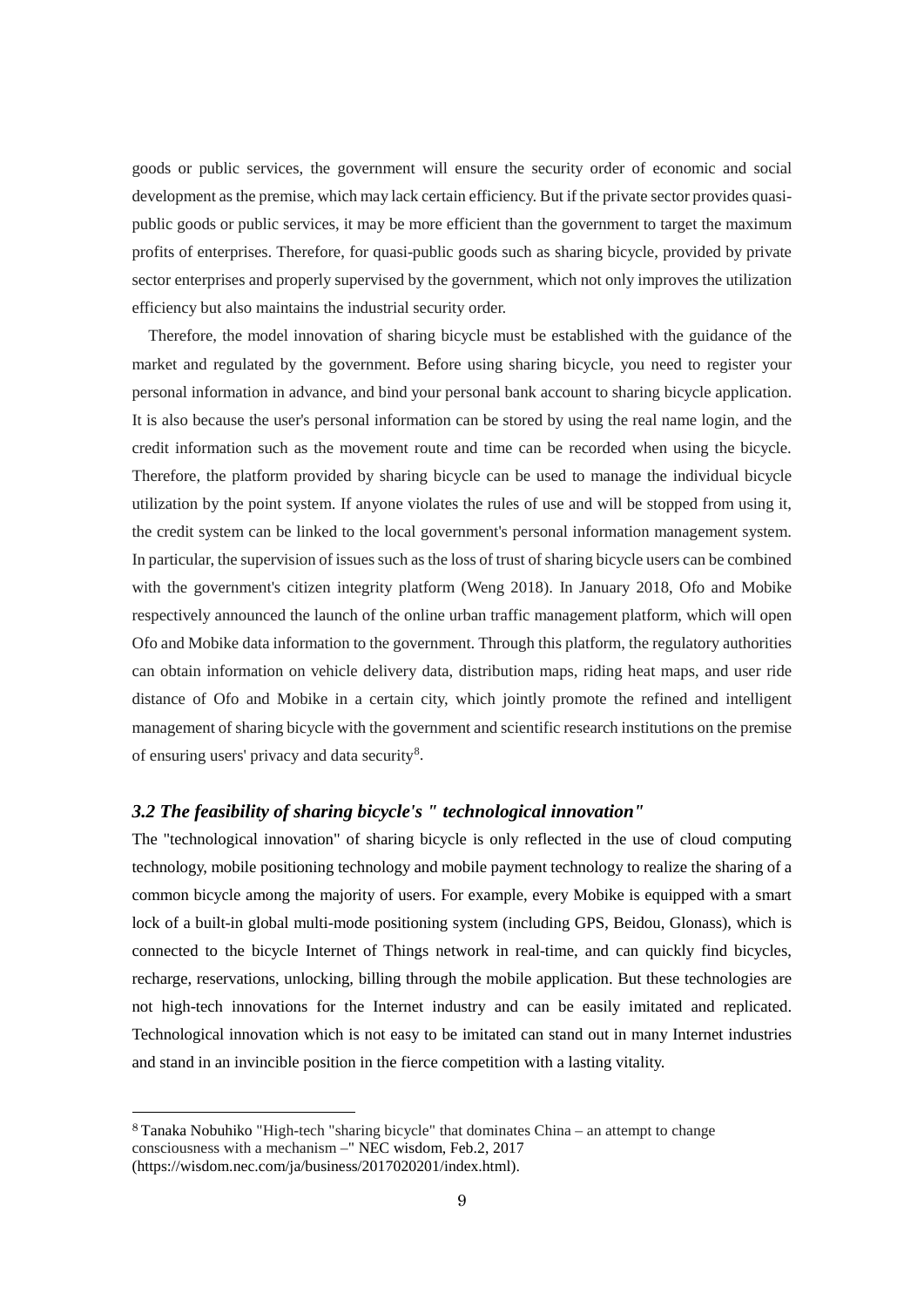goods or public services, the government will ensure the security order of economic and social development as the premise, which may lack certain efficiency. But if the private sector provides quasi-public goods or public services, it may be more efficient than the government to target the maximum profits of enterprises. Therefore, for quasi-public goods such as sharing bicycle, provided by private sector enterprises and properly supervised by the government, which not only improves the utilization efficiency but also maintains the industrial security order.

Therefore, the model innovation of sharing bicycle must be established with the guidance of the market and regulated by the government. Before using sharing bicycle, you need to register your personal information in advance, and bind your personal bank account to sharing bicycle application. It is also because the user's personal information can be stored by using the real name login, and the credit information such as the movement route and time can be recorded when using the bicycle. Therefore, the platform provided by sharing bicycle can be used to manage the individual bicycle utilization by the point system. If anyone violates the rules of use and will be stopped from using it, the credit system can be linked to the local government's personal information management system. In particular, the supervision of issues such as the loss of trust of sharing bicycle users can be combined with the government's citizen integrity platform (Weng 2018). In January 2018, Ofo and Mobike respectively announced the launch of the online urban traffic management platform, which will open Ofo and Mobike data information to the government. Through this platform, the regulatory authorities can obtain information on vehicle delivery data, distribution maps, riding heat maps, and user ride distance of Ofo and Mobike in a certain city, which jointly promote the refined and intelligent management of sharing bicycle with the government and scientific research institutions on the premise of ensuring users' privacy and data security[8].

### *3.2 The feasibility of sharing bicycle's " technological innovation"*

The "technological innovation" of sharing bicycle is only reflected in the use of cloud computing technology, mobile positioning technology and mobile payment technology to realize the sharing of a common bicycle among the majority of users. For example, every Mobike is equipped with a smart lock of a built-in global multi-mode positioning system (including GPS, Beidou, Glonass), which is connected to the bicycle Internet of Things network in real-time, and can quickly find bicycles, recharge, reservations, unlocking, billing through the mobile application. But these technologies are not high-tech innovations for the Internet industry and can be easily imitated and replicated. Technological innovation which is not easy to be imitated can stand out in many Internet industries and stand in an invincible position in the fierce competition with a lasting vitality.

---

[8] Tanaka Nobuhiko "High-tech "sharing bicycle" that dominates China – an attempt to change consciousness with a mechanism –" NEC wisdom, Feb.2, 2017 (https://wisdom.nec.com/ja/business/2017020201/index.html).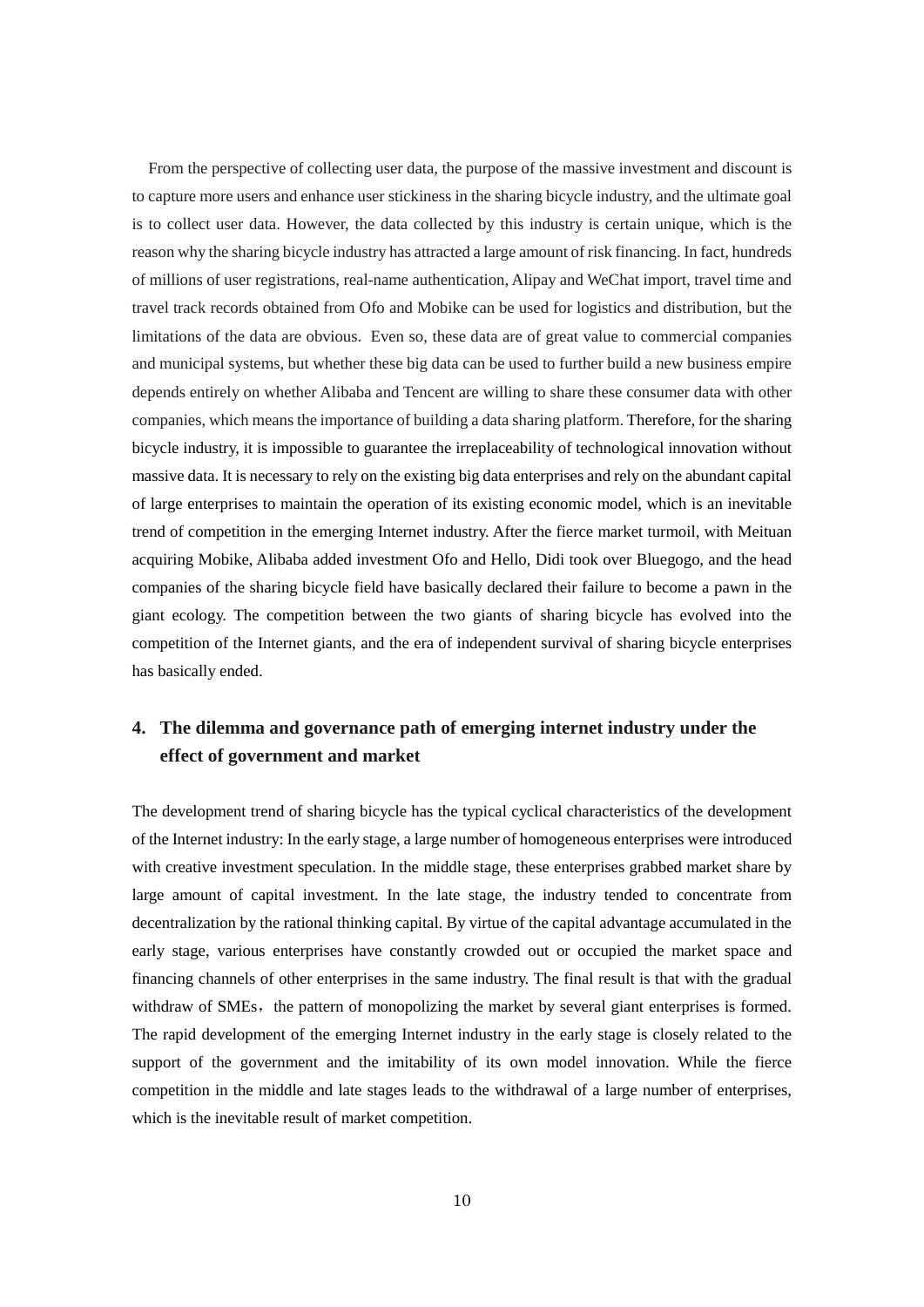From the perspective of collecting user data, the purpose of the massive investment and discount is to capture more users and enhance user stickiness in the sharing bicycle industry, and the ultimate goal is to collect user data. However, the data collected by this industry is certain unique, which is the reason why the sharing bicycle industry has attracted a large amount of risk financing. In fact, hundreds of millions of user registrations, real-name authentication, Alipay and WeChat import, travel time and travel track records obtained from Ofo and Mobike can be used for logistics and distribution, but the limitations of the data are obvious. Even so, these data are of great value to commercial companies and municipal systems, but whether these big data can be used to further build a new business empire depends entirely on whether Alibaba and Tencent are willing to share these consumer data with other companies, which means the importance of building a data sharing platform. Therefore, for the sharing bicycle industry, it is impossible to guarantee the irreplaceability of technological innovation without massive data. It is necessary to rely on the existing big data enterprises and rely on the abundant capital of large enterprises to maintain the operation of its existing economic model, which is an inevitable trend of competition in the emerging Internet industry. After the fierce market turmoil, with Meituan acquiring Mobike, Alibaba added investment Ofo and Hello, Didi took over Bluegogo, and the head companies of the sharing bicycle field have basically declared their failure to become a pawn in the giant ecology. The competition between the two giants of sharing bicycle has evolved into the competition of the Internet giants, and the era of independent survival of sharing bicycle enterprises has basically ended.

## 4. The dilemma and governance path of emerging internet industry under the effect of government and market

The development trend of sharing bicycle has the typical cyclical characteristics of the development of the Internet industry: In the early stage, a large number of homogeneous enterprises were introduced with creative investment speculation. In the middle stage, these enterprises grabbed market share by large amount of capital investment. In the late stage, the industry tended to concentrate from decentralization by the rational thinking capital. By virtue of the capital advantage accumulated in the early stage, various enterprises have constantly crowded out or occupied the market space and financing channels of other enterprises in the same industry. The final result is that with the gradual withdraw of SMEs，the pattern of monopolizing the market by several giant enterprises is formed. The rapid development of the emerging Internet industry in the early stage is closely related to the support of the government and the imitability of its own model innovation. While the fierce competition in the middle and late stages leads to the withdrawal of a large number of enterprises, which is the inevitable result of market competition.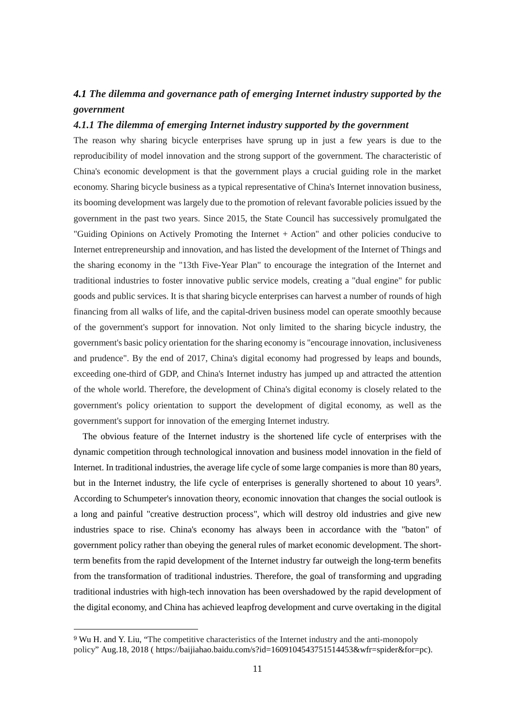### *4.1 The dilemma and governance path of emerging Internet industry supported by the government*

#### *4.1.1 The dilemma of emerging Internet industry supported by the government*

The reason why sharing bicycle enterprises have sprung up in just a few years is due to the reproducibility of model innovation and the strong support of the government. The characteristic of China's economic development is that the government plays a crucial guiding role in the market economy. Sharing bicycle business as a typical representative of China's Internet innovation business, its booming development was largely due to the promotion of relevant favorable policies issued by the government in the past two years. Since 2015, the State Council has successively promulgated the "Guiding Opinions on Actively Promoting the Internet + Action" and other policies conducive to Internet entrepreneurship and innovation, and has listed the development of the Internet of Things and the sharing economy in the "13th Five-Year Plan" to encourage the integration of the Internet and traditional industries to foster innovative public service models, creating a "dual engine" for public goods and public services. It is that sharing bicycle enterprises can harvest a number of rounds of high financing from all walks of life, and the capital-driven business model can operate smoothly because of the government's support for innovation. Not only limited to the sharing bicycle industry, the government's basic policy orientation for the sharing economy is "encourage innovation, inclusiveness and prudence". By the end of 2017, China's digital economy had progressed by leaps and bounds, exceeding one-third of GDP, and China's Internet industry has jumped up and attracted the attention of the whole world. Therefore, the development of China's digital economy is closely related to the government's policy orientation to support the development of digital economy, as well as the government's support for innovation of the emerging Internet industry.

The obvious feature of the Internet industry is the shortened life cycle of enterprises with the dynamic competition through technological innovation and business model innovation in the field of Internet. In traditional industries, the average life cycle of some large companies is more than 80 years, but in the Internet industry, the life cycle of enterprises is generally shortened to about 10 years[9]. According to Schumpeter's innovation theory, economic innovation that changes the social outlook is a long and painful "creative destruction process", which will destroy old industries and give new industries space to rise. China's economy has always been in accordance with the "baton" of government policy rather than obeying the general rules of market economic development. The short-term benefits from the rapid development of the Internet industry far outweigh the long-term benefits from the transformation of traditional industries. Therefore, the goal of transforming and upgrading traditional industries with high-tech innovation has been overshadowed by the rapid development of the digital economy, and China has achieved leapfrog development and curve overtaking in the digital

[9] Wu H. and Y. Liu, "The competitive characteristics of the Internet industry and the anti-monopoly policy" Aug.18, 2018 ( https://baijiahao.baidu.com/s?id=1609104543751514453&wfr=spider&for=pc).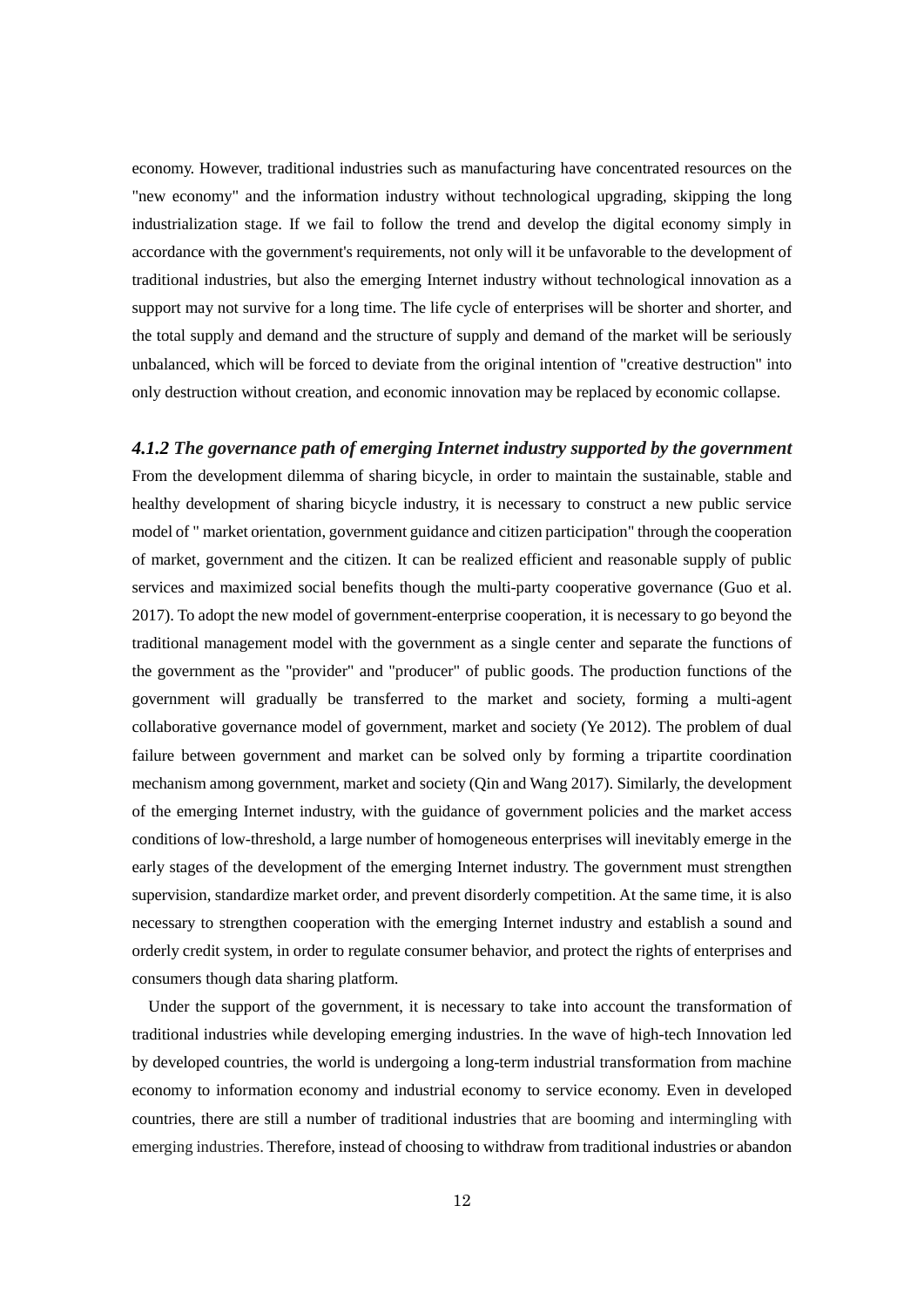economy. However, traditional industries such as manufacturing have concentrated resources on the "new economy" and the information industry without technological upgrading, skipping the long industrialization stage. If we fail to follow the trend and develop the digital economy simply in accordance with the government's requirements, not only will it be unfavorable to the development of traditional industries, but also the emerging Internet industry without technological innovation as a support may not survive for a long time. The life cycle of enterprises will be shorter and shorter, and the total supply and demand and the structure of supply and demand of the market will be seriously unbalanced, which will be forced to deviate from the original intention of "creative destruction" into only destruction without creation, and economic innovation may be replaced by economic collapse.

#### *4.1.2 The governance path of emerging Internet industry supported by the government*

From the development dilemma of sharing bicycle, in order to maintain the sustainable, stable and healthy development of sharing bicycle industry, it is necessary to construct a new public service model of " market orientation, government guidance and citizen participation" through the cooperation of market, government and the citizen. It can be realized efficient and reasonable supply of public services and maximized social benefits though the multi-party cooperative governance (Guo et al. 2017). To adopt the new model of government-enterprise cooperation, it is necessary to go beyond the traditional management model with the government as a single center and separate the functions of the government as the "provider" and "producer" of public goods. The production functions of the government will gradually be transferred to the market and society, forming a multi-agent collaborative governance model of government, market and society (Ye 2012). The problem of dual failure between government and market can be solved only by forming a tripartite coordination mechanism among government, market and society (Qin and Wang 2017). Similarly, the development of the emerging Internet industry, with the guidance of government policies and the market access conditions of low-threshold, a large number of homogeneous enterprises will inevitably emerge in the early stages of the development of the emerging Internet industry. The government must strengthen supervision, standardize market order, and prevent disorderly competition. At the same time, it is also necessary to strengthen cooperation with the emerging Internet industry and establish a sound and orderly credit system, in order to regulate consumer behavior, and protect the rights of enterprises and consumers though data sharing platform.

Under the support of the government, it is necessary to take into account the transformation of traditional industries while developing emerging industries. In the wave of high-tech Innovation led by developed countries, the world is undergoing a long-term industrial transformation from machine economy to information economy and industrial economy to service economy. Even in developed countries, there are still a number of traditional industries that are booming and intermingling with emerging industries. Therefore, instead of choosing to withdraw from traditional industries or abandon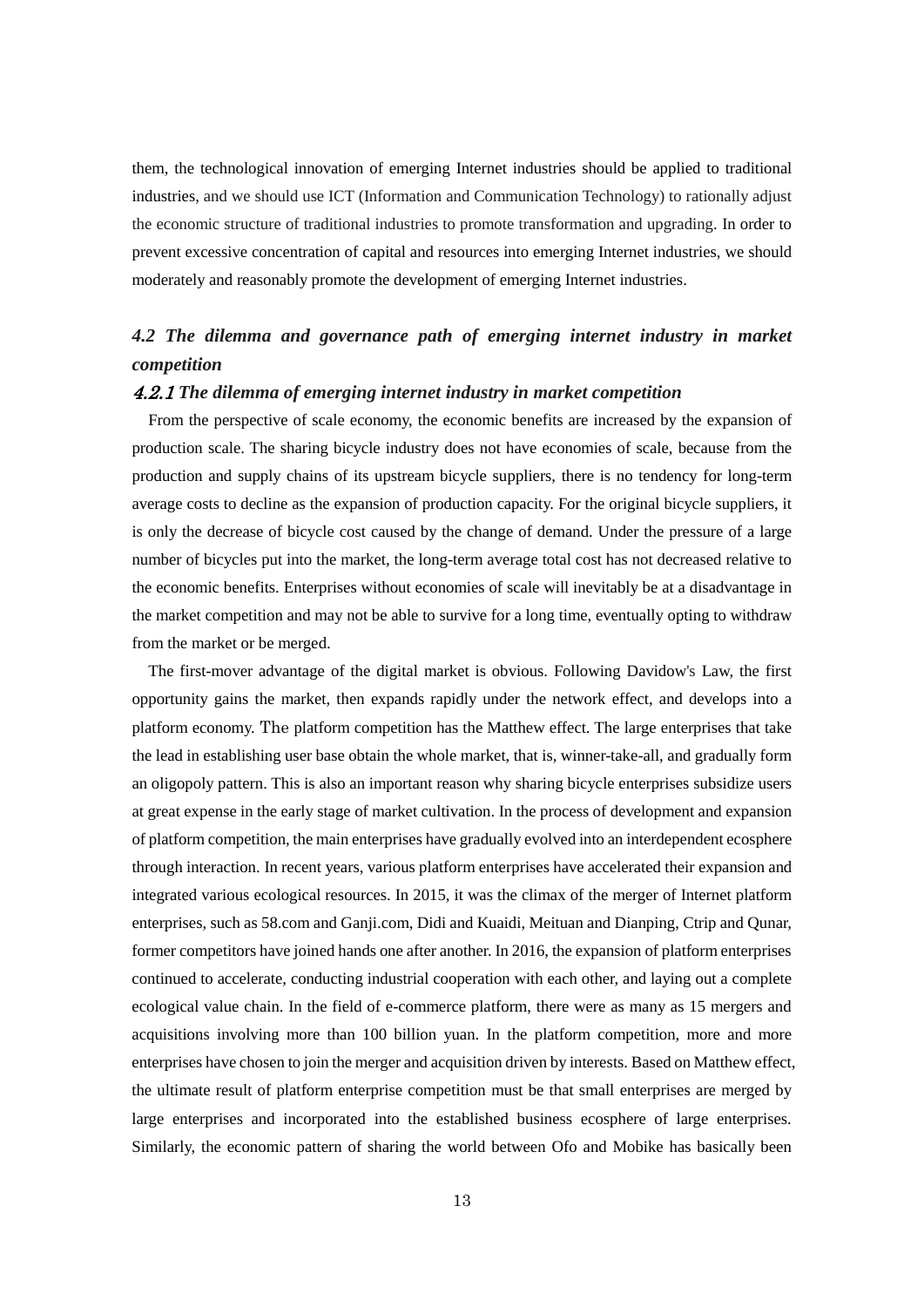them, the technological innovation of emerging Internet industries should be applied to traditional industries, and we should use ICT (Information and Communication Technology) to rationally adjust the economic structure of traditional industries to promote transformation and upgrading. In order to prevent excessive concentration of capital and resources into emerging Internet industries, we should moderately and reasonably promote the development of emerging Internet industries.

### *4.2 The dilemma and governance path of emerging internet industry in market competition*

#### *4.2.1 The dilemma of emerging internet industry in market competition*

From the perspective of scale economy, the economic benefits are increased by the expansion of production scale. The sharing bicycle industry does not have economies of scale, because from the production and supply chains of its upstream bicycle suppliers, there is no tendency for long-term average costs to decline as the expansion of production capacity. For the original bicycle suppliers, it is only the decrease of bicycle cost caused by the change of demand. Under the pressure of a large number of bicycles put into the market, the long-term average total cost has not decreased relative to the economic benefits. Enterprises without economies of scale will inevitably be at a disadvantage in the market competition and may not be able to survive for a long time, eventually opting to withdraw from the market or be merged.

The first-mover advantage of the digital market is obvious. Following Davidow's Law, the first opportunity gains the market, then expands rapidly under the network effect, and develops into a platform economy. The platform competition has the Matthew effect. The large enterprises that take the lead in establishing user base obtain the whole market, that is, winner-take-all, and gradually form an oligopoly pattern. This is also an important reason why sharing bicycle enterprises subsidize users at great expense in the early stage of market cultivation. In the process of development and expansion of platform competition, the main enterprises have gradually evolved into an interdependent ecosphere through interaction. In recent years, various platform enterprises have accelerated their expansion and integrated various ecological resources. In 2015, it was the climax of the merger of Internet platform enterprises, such as 58.com and Ganji.com, Didi and Kuaidi, Meituan and Dianping, Ctrip and Qunar, former competitors have joined hands one after another. In 2016, the expansion of platform enterprises continued to accelerate, conducting industrial cooperation with each other, and laying out a complete ecological value chain. In the field of e-commerce platform, there were as many as 15 mergers and acquisitions involving more than 100 billion yuan. In the platform competition, more and more enterprises have chosen to join the merger and acquisition driven by interests. Based on Matthew effect, the ultimate result of platform enterprise competition must be that small enterprises are merged by large enterprises and incorporated into the established business ecosphere of large enterprises. Similarly, the economic pattern of sharing the world between Ofo and Mobike has basically been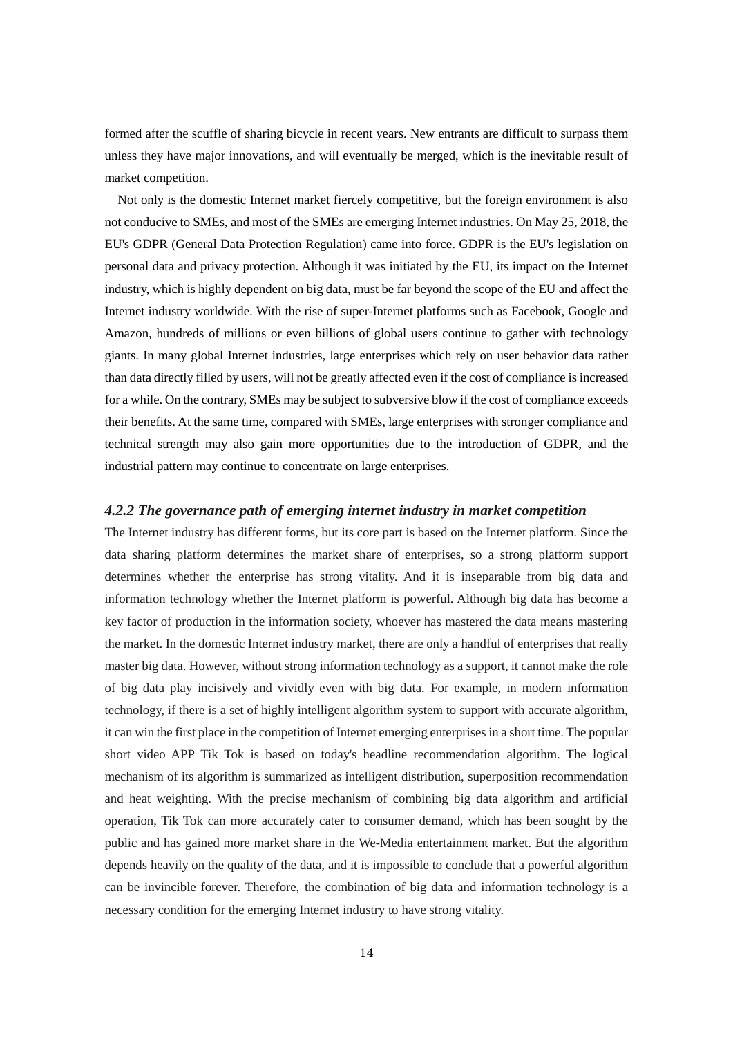formed after the scuffle of sharing bicycle in recent years. New entrants are difficult to surpass them unless they have major innovations, and will eventually be merged, which is the inevitable result of market competition.

Not only is the domestic Internet market fiercely competitive, but the foreign environment is also not conducive to SMEs, and most of the SMEs are emerging Internet industries. On May 25, 2018, the EU's GDPR (General Data Protection Regulation) came into force. GDPR is the EU's legislation on personal data and privacy protection. Although it was initiated by the EU, its impact on the Internet industry, which is highly dependent on big data, must be far beyond the scope of the EU and affect the Internet industry worldwide. With the rise of super-Internet platforms such as Facebook, Google and Amazon, hundreds of millions or even billions of global users continue to gather with technology giants. In many global Internet industries, large enterprises which rely on user behavior data rather than data directly filled by users, will not be greatly affected even if the cost of compliance is increased for a while. On the contrary, SMEs may be subject to subversive blow if the cost of compliance exceeds their benefits. At the same time, compared with SMEs, large enterprises with stronger compliance and technical strength may also gain more opportunities due to the introduction of GDPR, and the industrial pattern may continue to concentrate on large enterprises.

#### *4.2.2 The governance path of emerging internet industry in market competition*

The Internet industry has different forms, but its core part is based on the Internet platform. Since the data sharing platform determines the market share of enterprises, so a strong platform support determines whether the enterprise has strong vitality. And it is inseparable from big data and information technology whether the Internet platform is powerful. Although big data has become a key factor of production in the information society, whoever has mastered the data means mastering the market. In the domestic Internet industry market, there are only a handful of enterprises that really master big data. However, without strong information technology as a support, it cannot make the role of big data play incisively and vividly even with big data. For example, in modern information technology, if there is a set of highly intelligent algorithm system to support with accurate algorithm, it can win the first place in the competition of Internet emerging enterprises in a short time. The popular short video APP Tik Tok is based on today's headline recommendation algorithm. The logical mechanism of its algorithm is summarized as intelligent distribution, superposition recommendation and heat weighting. With the precise mechanism of combining big data algorithm and artificial operation, Tik Tok can more accurately cater to consumer demand, which has been sought by the public and has gained more market share in the We-Media entertainment market. But the algorithm depends heavily on the quality of the data, and it is impossible to conclude that a powerful algorithm can be invincible forever. Therefore, the combination of big data and information technology is a necessary condition for the emerging Internet industry to have strong vitality.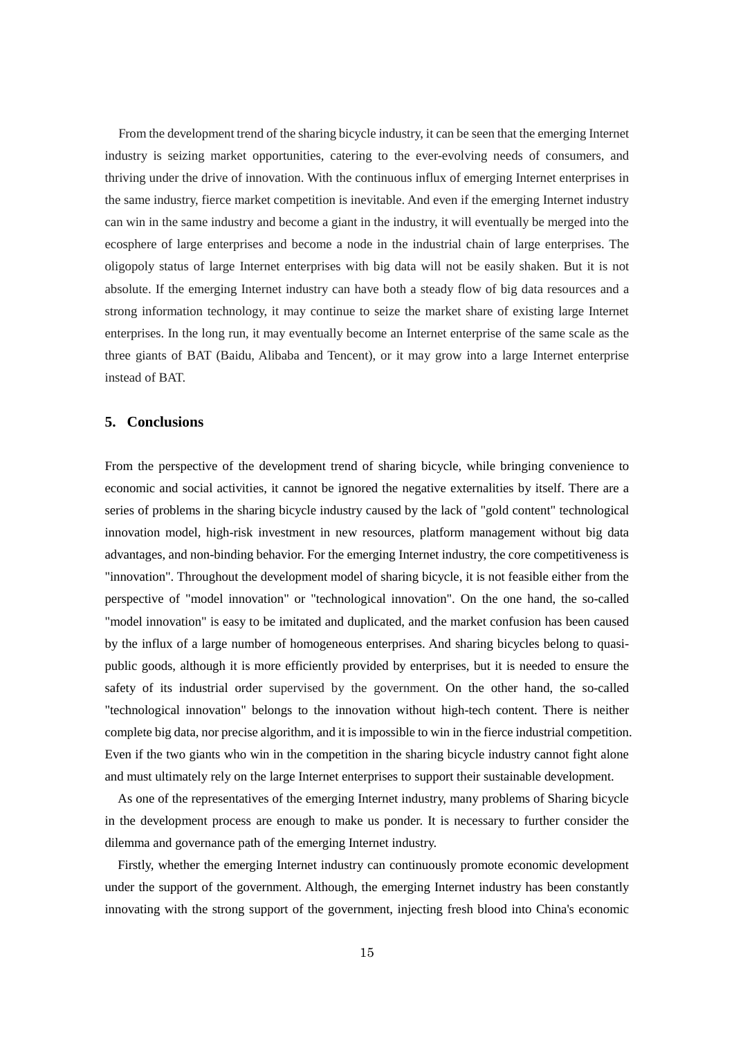From the development trend of the sharing bicycle industry, it can be seen that the emerging Internet industry is seizing market opportunities, catering to the ever-evolving needs of consumers, and thriving under the drive of innovation. With the continuous influx of emerging Internet enterprises in the same industry, fierce market competition is inevitable. And even if the emerging Internet industry can win in the same industry and become a giant in the industry, it will eventually be merged into the ecosphere of large enterprises and become a node in the industrial chain of large enterprises. The oligopoly status of large Internet enterprises with big data will not be easily shaken. But it is not absolute. If the emerging Internet industry can have both a steady flow of big data resources and a strong information technology, it may continue to seize the market share of existing large Internet enterprises. In the long run, it may eventually become an Internet enterprise of the same scale as the three giants of BAT (Baidu, Alibaba and Tencent), or it may grow into a large Internet enterprise instead of BAT.

## 5. Conclusions

From the perspective of the development trend of sharing bicycle, while bringing convenience to economic and social activities, it cannot be ignored the negative externalities by itself. There are a series of problems in the sharing bicycle industry caused by the lack of "gold content" technological innovation model, high-risk investment in new resources, platform management without big data advantages, and non-binding behavior. For the emerging Internet industry, the core competitiveness is "innovation". Throughout the development model of sharing bicycle, it is not feasible either from the perspective of "model innovation" or "technological innovation". On the one hand, the so-called "model innovation" is easy to be imitated and duplicated, and the market confusion has been caused by the influx of a large number of homogeneous enterprises. And sharing bicycles belong to quasi-public goods, although it is more efficiently provided by enterprises, but it is needed to ensure the safety of its industrial order supervised by the government. On the other hand, the so-called "technological innovation" belongs to the innovation without high-tech content. There is neither complete big data, nor precise algorithm, and it is impossible to win in the fierce industrial competition. Even if the two giants who win in the competition in the sharing bicycle industry cannot fight alone and must ultimately rely on the large Internet enterprises to support their sustainable development.

As one of the representatives of the emerging Internet industry, many problems of Sharing bicycle in the development process are enough to make us ponder. It is necessary to further consider the dilemma and governance path of the emerging Internet industry.

Firstly, whether the emerging Internet industry can continuously promote economic development under the support of the government. Although, the emerging Internet industry has been constantly innovating with the strong support of the government, injecting fresh blood into China's economic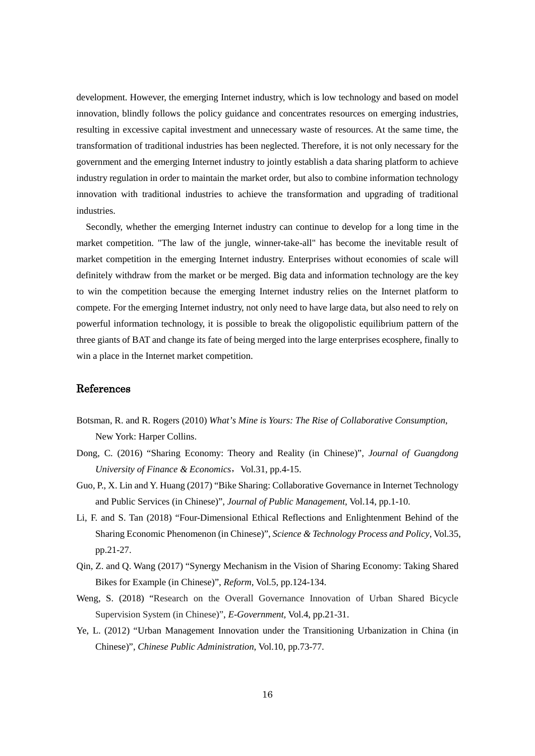development. However, the emerging Internet industry, which is low technology and based on model innovation, blindly follows the policy guidance and concentrates resources on emerging industries, resulting in excessive capital investment and unnecessary waste of resources. At the same time, the transformation of traditional industries has been neglected. Therefore, it is not only necessary for the government and the emerging Internet industry to jointly establish a data sharing platform to achieve industry regulation in order to maintain the market order, but also to combine information technology innovation with traditional industries to achieve the transformation and upgrading of traditional industries.

Secondly, whether the emerging Internet industry can continue to develop for a long time in the market competition. "The law of the jungle, winner-take-all" has become the inevitable result of market competition in the emerging Internet industry. Enterprises without economies of scale will definitely withdraw from the market or be merged. Big data and information technology are the key to win the competition because the emerging Internet industry relies on the Internet platform to compete. For the emerging Internet industry, not only need to have large data, but also need to rely on powerful information technology, it is possible to break the oligopolistic equilibrium pattern of the three giants of BAT and change its fate of being merged into the large enterprises ecosphere, finally to win a place in the Internet market competition.

## References

Botsman, R. and R. Rogers (2010) *What's Mine is Yours: The Rise of Collaborative Consumption*, New York: Harper Collins.

Dong, C. (2016) "Sharing Economy: Theory and Reality (in Chinese)", *Journal of Guangdong University of Finance & Economics*，Vol.31, pp.4-15.

Guo, P., X. Lin and Y. Huang (2017) "Bike Sharing: Collaborative Governance in Internet Technology and Public Services (in Chinese)", *Journal of Public Management*, Vol.14, pp.1-10.

Li, F. and S. Tan (2018) "Four-Dimensional Ethical Reflections and Enlightenment Behind of the Sharing Economic Phenomenon (in Chinese)", *Science & Technology Process and Policy*, Vol.35, pp.21-27.

Qin, Z. and Q. Wang (2017) "Synergy Mechanism in the Vision of Sharing Economy: Taking Shared Bikes for Example (in Chinese)", *Reform*, Vol.5, pp.124-134.

Weng, S. (2018) "Research on the Overall Governance Innovation of Urban Shared Bicycle Supervision System (in Chinese)", *E-Government*, Vol.4, pp.21-31.

Ye, L. (2012) "Urban Management Innovation under the Transitioning Urbanization in China (in Chinese)", *Chinese Public Administration*, Vol.10, pp.73-77.